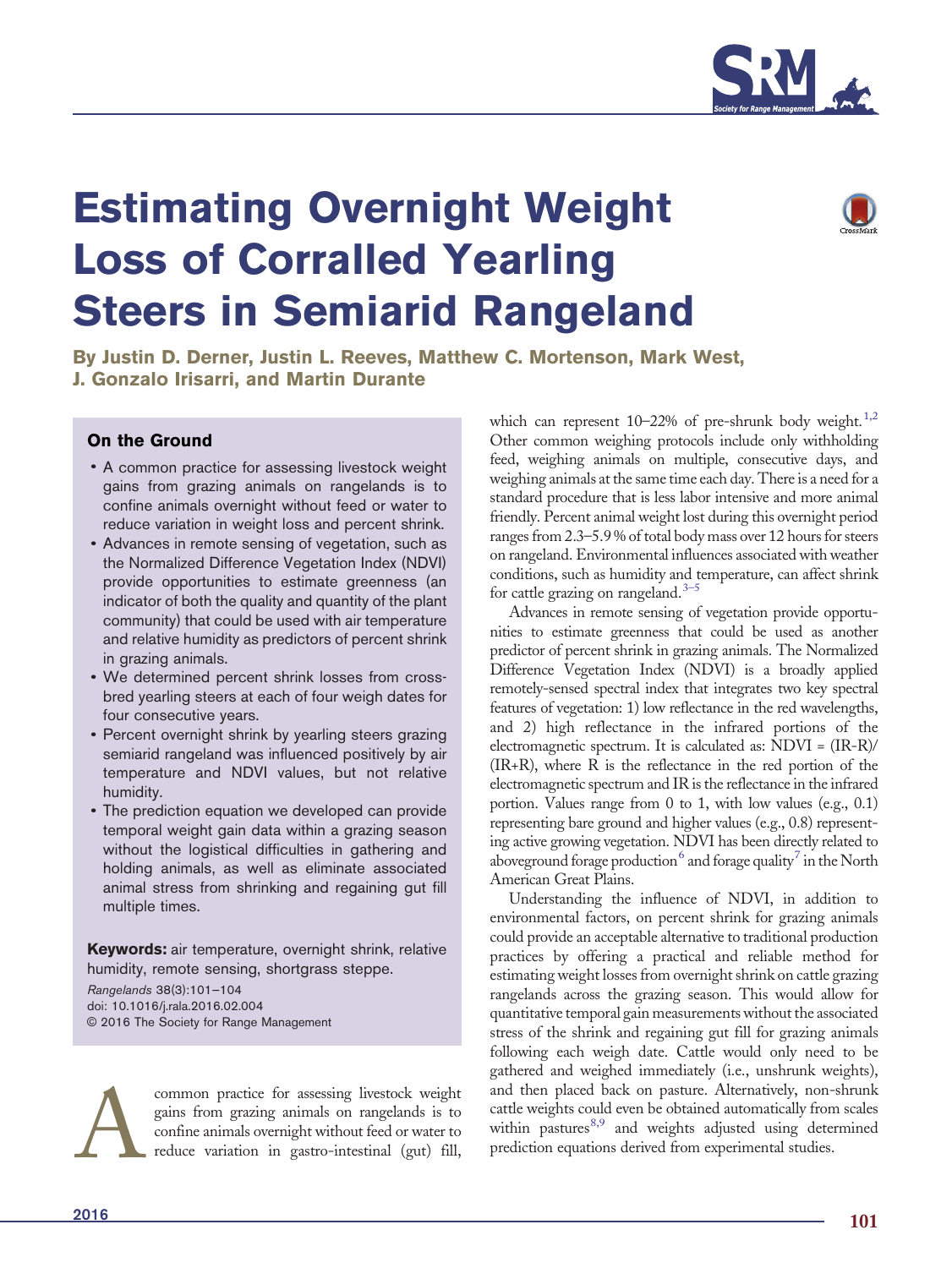# Estimating Overnight Weight Loss of Corralled Yearling Steers in Semiarid Rangeland

**By Justin D. Derner, Justin L. Reeves, Matthew C. Mortenson, Mark West, J. Gonzalo Irisarri, and Martin Durante**

### On the Ground

- A common practice for assessing livestock weight gains from grazing animals on rangelands is to confine animals overnight without feed or water to reduce variation in weight loss and percent shrink.
- Advances in remote sensing of vegetation, such as the Normalized Difference Vegetation Index (NDVI) provide opportunities to estimate greenness (an indicator of both the quality and quantity of the plant community) that could be used with air temperature and relative humidity as predictors of percent shrink in grazing animals.
- We determined percent shrink losses from cross-bred yearling steers at each of four weigh dates for four consecutive years.
- Percent overnight shrink by yearling steers grazing semiarid rangeland was influenced positively by air temperature and NDVI values, but not relative humidity.
- The prediction equation we developed can provide temporal weight gain data within a grazing season without the logistical difficulties in gathering and holding animals, as well as eliminate associated animal stress from shrinking and regaining gut fill multiple times.

**Keywords:** air temperature, overnight shrink, relative humidity, remote sensing, shortgrass steppe.

*Rangelands* 38(3):101–104
doi: 10.1016/j.rala.2016.02.004
© 2016 The Society for Range Management

A common practice for assessing livestock weight gains from grazing animals on rangelands is to confine animals overnight without feed or water to reduce variation in gastro-intestinal (gut) fill, which can represent 10–22% of pre-shrunk body weight.[1,2] Other common weighing protocols include only withholding feed, weighing animals on multiple, consecutive days, and weighing animals at the same time each day. There is a need for a standard procedure that is less labor intensive and more animal friendly. Percent animal weight lost during this overnight period ranges from 2.3–5.9 % of total body mass over 12 hours for steers on rangeland. Environmental influences associated with weather conditions, such as humidity and temperature, can affect shrink for cattle grazing on rangeland.[3–5]

Advances in remote sensing of vegetation provide opportunities to estimate greenness that could be used as another predictor of percent shrink in grazing animals. The Normalized Difference Vegetation Index (NDVI) is a broadly applied remotely-sensed spectral index that integrates two key spectral features of vegetation: 1) low reflectance in the red wavelengths, and 2) high reflectance in the infrared portions of the electromagnetic spectrum. It is calculated as: NDVI = (IR-R)/(IR+R), where R is the reflectance in the red portion of the electromagnetic spectrum and IR is the reflectance in the infrared portion. Values range from 0 to 1, with low values (e.g., 0.1) representing bare ground and higher values (e.g., 0.8) representing active growing vegetation. NDVI has been directly related to aboveground forage production[6] and forage quality[7] in the North American Great Plains.

Understanding the influence of NDVI, in addition to environmental factors, on percent shrink for grazing animals could provide an acceptable alternative to traditional production practices by offering a practical and reliable method for estimating weight losses from overnight shrink on cattle grazing rangelands across the grazing season. This would allow for quantitative temporal gain measurements without the associated stress of the shrink and regaining gut fill for grazing animals following each weigh date. Cattle would only need to be gathered and weighed immediately (i.e., unshrunk weights), and then placed back on pasture. Alternatively, non-shrunk cattle weights could even be obtained automatically from scales within pastures[8,9] and weights adjusted using determined prediction equations derived from experimental studies.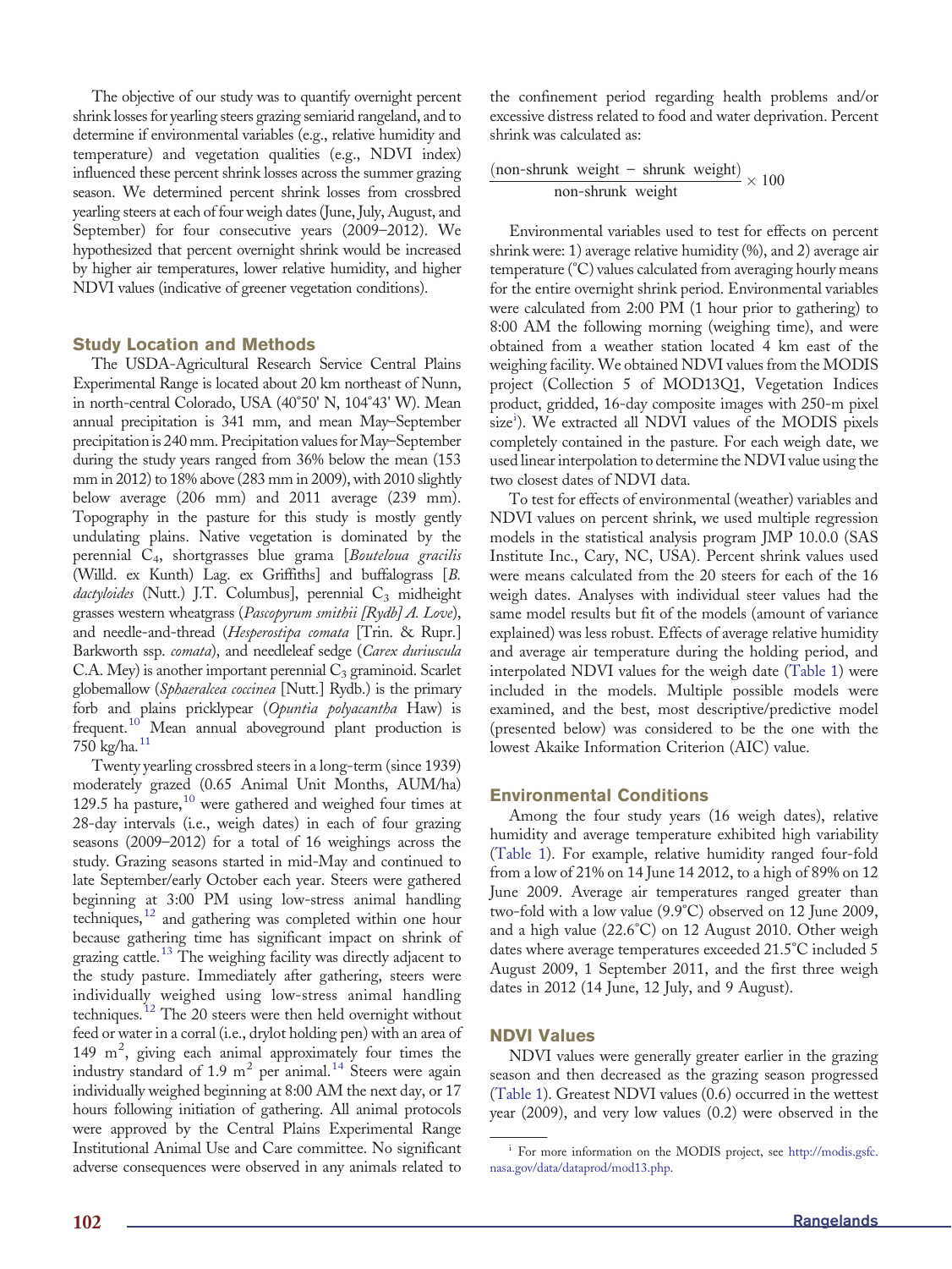The objective of our study was to quantify overnight percent shrink losses for yearling steers grazing semiarid rangeland, and to determine if environmental variables (e.g., relative humidity and temperature) and vegetation qualities (e.g., NDVI index) influenced these percent shrink losses across the summer grazing season. We determined percent shrink losses from crossbred yearling steers at each of four weigh dates (June, July, August, and September) for four consecutive years (2009–2012). We hypothesized that percent overnight shrink would be increased by higher air temperatures, lower relative humidity, and higher NDVI values (indicative of greener vegetation conditions).

## Study Location and Methods

The USDA-Agricultural Research Service Central Plains Experimental Range is located about 20 km northeast of Nunn, in north-central Colorado, USA (40°50' N, 104°43' W). Mean annual precipitation is 341 mm, and mean May–September precipitation is 240 mm. Precipitation values for May–September during the study years ranged from 36% below the mean (153 mm in 2012) to 18% above (283 mm in 2009), with 2010 slightly below average (206 mm) and 2011 average (239 mm). Topography in the pasture for this study is mostly gently undulating plains. Native vegetation is dominated by the perennial $C_4$, shortgrasses blue grama [*Bouteloua gracilis* (Willd. ex Kunth) Lag. ex Griffiths] and buffalograss [*B. dactyloides* (Nutt.) J.T. Columbus], perennial $C_3$ midheight grasses western wheatgrass (*Pascopyrum smithii [Rydb] A. Love*), and needle-and-thread (*Hesperostipa comata* [Trin. & Rupr.] Barkworth ssp. *comata*), and needleleaf sedge (*Carex duriuscula* C.A. Mey) is another important perennial $C_3$ graminoid. Scarlet globemallow (*Sphaeralcea coccinea* [Nutt.] Rydb.) is the primary forb and plains pricklypear (*Opuntia polyacantha* Haw) is frequent.[10] Mean annual aboveground plant production is 750 kg/ha.[11]

Twenty yearling crossbred steers in a long-term (since 1939) moderately grazed (0.65 Animal Unit Months, AUM/ha) 129.5 ha pasture,[10] were gathered and weighed four times at 28-day intervals (i.e., weigh dates) in each of four grazing seasons (2009–2012) for a total of 16 weighings across the study. Grazing seasons started in mid-May and continued to late September/early October each year. Steers were gathered beginning at 3:00 PM using low-stress animal handling techniques,[12] and gathering was completed within one hour because gathering time has significant impact on shrink of grazing cattle.[13] The weighing facility was directly adjacent to the study pasture. Immediately after gathering, steers were individually weighed using low-stress animal handling techniques.[12] The 20 steers were then held overnight without feed or water in a corral (i.e., drylot holding pen) with an area of 149 $m^2$, giving each animal approximately four times the industry standard of 1.9 $m^2$ per animal.[14] Steers were again individually weighed beginning at 8:00 AM the next day, or 17 hours following initiation of gathering. All animal protocols were approved by the Central Plains Experimental Range Institutional Animal Use and Care committee. No significant adverse consequences were observed in any animals related to the confinement period regarding health problems and/or excessive distress related to food and water deprivation. Percent shrink was calculated as:

$$\frac{(\text{non-shrunk weight} - \text{shrunk weight})}{\text{non-shrunk weight}} \times 100$$

Environmental variables used to test for effects on percent shrink were: 1) average relative humidity (%), and 2) average air temperature (°C) values calculated from averaging hourly means for the entire overnight shrink period. Environmental variables were calculated from 2:00 PM (1 hour prior to gathering) to 8:00 AM the following morning (weighing time), and were obtained from a weather station located 4 km east of the weighing facility. We obtained NDVI values from the MODIS project (Collection 5 of MOD13Q1, Vegetation Indices product, gridded, 16-day composite images with 250-m pixel size[i]). We extracted all NDVI values of the MODIS pixels completely contained in the pasture. For each weigh date, we used linear interpolation to determine the NDVI value using the two closest dates of NDVI data.

To test for effects of environmental (weather) variables and NDVI values on percent shrink, we used multiple regression models in the statistical analysis program JMP 10.0.0 (SAS Institute Inc., Cary, NC, USA). Percent shrink values used were means calculated from the 20 steers for each of the 16 weigh dates. Analyses with individual steer values had the same model results but fit of the models (amount of variance explained) was less robust. Effects of average relative humidity and average air temperature during the holding period, and interpolated NDVI values for the weigh date (Table 1) were included in the models. Multiple possible models were examined, and the best, most descriptive/predictive model (presented below) was considered to be the one with the lowest Akaike Information Criterion (AIC) value.

## Environmental Conditions

Among the four study years (16 weigh dates), relative humidity and average temperature exhibited high variability (Table 1). For example, relative humidity ranged four-fold from a low of 21% on 14 June 14 2012, to a high of 89% on 12 June 2009. Average air temperatures ranged greater than two-fold with a low value (9.9°C) observed on 12 June 2009, and a high value (22.6°C) on 12 August 2010. Other weigh dates where average temperatures exceeded 21.5°C included 5 August 2009, 1 September 2011, and the first three weigh dates in 2012 (14 June, 12 July, and 9 August).

## NDVI Values

NDVI values were generally greater earlier in the grazing season and then decreased as the grazing season progressed (Table 1). Greatest NDVI values (0.6) occurred in the wettest year (2009), and very low values (0.2) were observed in the

[i] For more information on the MODIS project, see http://modis.gsfc.nasa.gov/data/dataprod/mod13.php.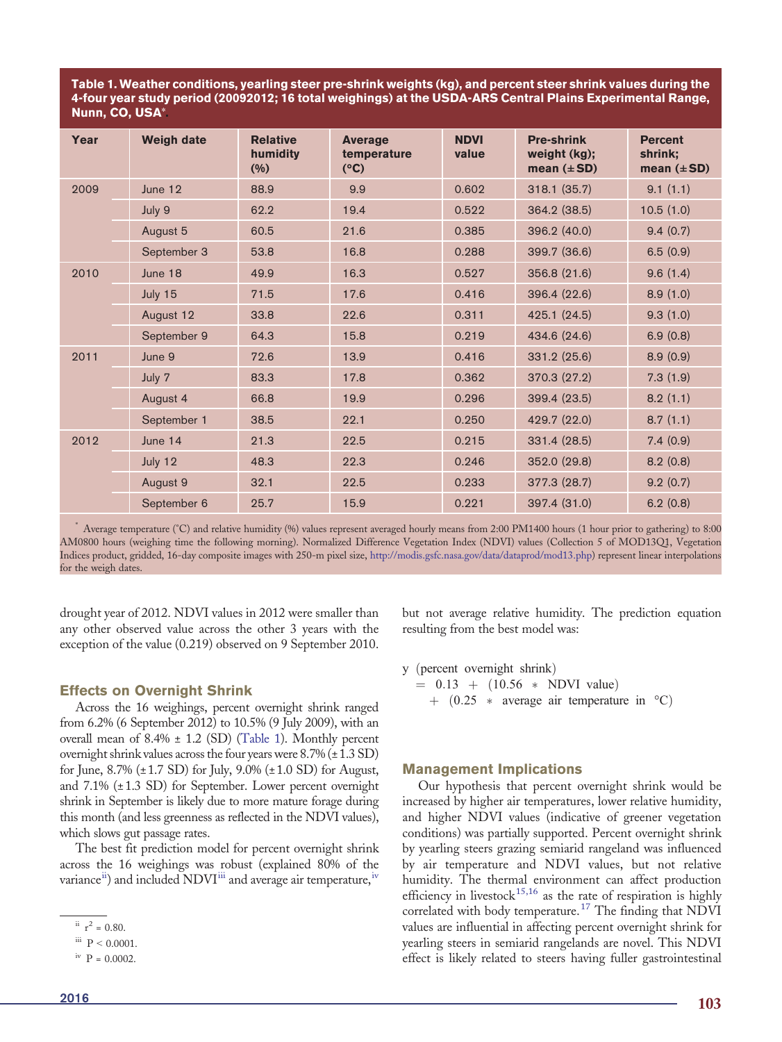**Table 1. Weather conditions, yearling steer pre-shrink weights (kg), and percent steer shrink values during the 4-four year study period (20092012; 16 total weighings) at the USDA-ARS Central Plains Experimental Range, Nunn, CO, USA*.**

| Year | Weigh date | Relative humidity (%) | Average temperature (°C) | NDVI value | Pre-shrink weight (kg); mean (±SD) | Percent shrink; mean (±SD) |
|---|---|---|---|---|---|---|
| 2009 | June 12 | 88.9 | 9.9 | 0.602 | 318.1 (35.7) | 9.1 (1.1) |
| | July 9 | 62.2 | 19.4 | 0.522 | 364.2 (38.5) | 10.5 (1.0) |
| | August 5 | 60.5 | 21.6 | 0.385 | 396.2 (40.0) | 9.4 (0.7) |
| | September 3 | 53.8 | 16.8 | 0.288 | 399.7 (36.6) | 6.5 (0.9) |
| 2010 | June 18 | 49.9 | 16.3 | 0.527 | 356.8 (21.6) | 9.6 (1.4) |
| | July 15 | 71.5 | 17.6 | 0.416 | 396.4 (22.6) | 8.9 (1.0) |
| | August 12 | 33.8 | 22.6 | 0.311 | 425.1 (24.5) | 9.3 (1.0) |
| | September 9 | 64.3 | 15.8 | 0.219 | 434.6 (24.6) | 6.9 (0.8) |
| 2011 | June 9 | 72.6 | 13.9 | 0.416 | 331.2 (25.6) | 8.9 (0.9) |
| | July 7 | 83.3 | 17.8 | 0.362 | 370.3 (27.2) | 7.3 (1.9) |
| | August 4 | 66.8 | 19.9 | 0.296 | 399.4 (23.5) | 8.2 (1.1) |
| | September 1 | 38.5 | 22.1 | 0.250 | 429.7 (22.0) | 8.7 (1.1) |
| 2012 | June 14 | 21.3 | 22.5 | 0.215 | 331.4 (28.5) | 7.4 (0.9) |
| | July 12 | 48.3 | 22.3 | 0.246 | 352.0 (29.8) | 8.2 (0.8) |
| | August 9 | 32.1 | 22.5 | 0.233 | 377.3 (28.7) | 9.2 (0.7) |
| | September 6 | 25.7 | 15.9 | 0.221 | 397.4 (31.0) | 6.2 (0.8) |

\* Average temperature (°C) and relative humidity (%) values represent averaged hourly means from 2:00 PM1400 hours (1 hour prior to gathering) to 8:00 AM0800 hours (weighing time the following morning). Normalized Difference Vegetation Index (NDVI) values (Collection 5 of MOD13Q1, Vegetation Indices product, gridded, 16-day composite images with 250-m pixel size, http://modis.gsfc.nasa.gov/data/dataprod/mod13.php) represent linear interpolations for the weigh dates.

drought year of 2012. NDVI values in 2012 were smaller than any other observed value across the other 3 years with the exception of the value (0.219) observed on 9 September 2010.

### Effects on Overnight Shrink

Across the 16 weighings, percent overnight shrink ranged from 6.2% (6 September 2012) to 10.5% (9 July 2009), with an overall mean of 8.4% ± 1.2 (SD) (Table 1). Monthly percent overnight shrink values across the four years were 8.7% (±1.3 SD) for June, 8.7% (±1.7 SD) for July, 9.0% (±1.0 SD) for August, and 7.1% (±1.3 SD) for September. Lower percent overnight shrink in September is likely due to more mature forage during this month (and less greenness as reflected in the NDVI values), which slows gut passage rates.

The best fit prediction model for percent overnight shrink across the 16 weighings was robust (explained 80% of the variance[ii]) and included NDVI[iii] and average air temperature,[iv] but not average relative humidity. The prediction equation resulting from the best model was:

$$y \text{ (percent overnight shrink)} = 0.13 + (10.56 * \text{NDVI value}) + (0.25 * \text{average air temperature in °C})$$

[ii] $r^2 = 0.80$.

[iii] $P < 0.0001$.

[iv] $P = 0.0002$.

### Management Implications

Our hypothesis that percent overnight shrink would be increased by higher air temperatures, lower relative humidity, and higher NDVI values (indicative of greener vegetation conditions) was partially supported. Percent overnight shrink by yearling steers grazing semiarid rangeland was influenced by air temperature and NDVI values, but not relative humidity. The thermal environment can affect production efficiency in livestock[15,16] as the rate of respiration is highly correlated with body temperature.[17] The finding that NDVI values are influential in affecting percent overnight shrink for yearling steers in semiarid rangelands are novel. This NDVI effect is likely related to steers having fuller gastrointestinal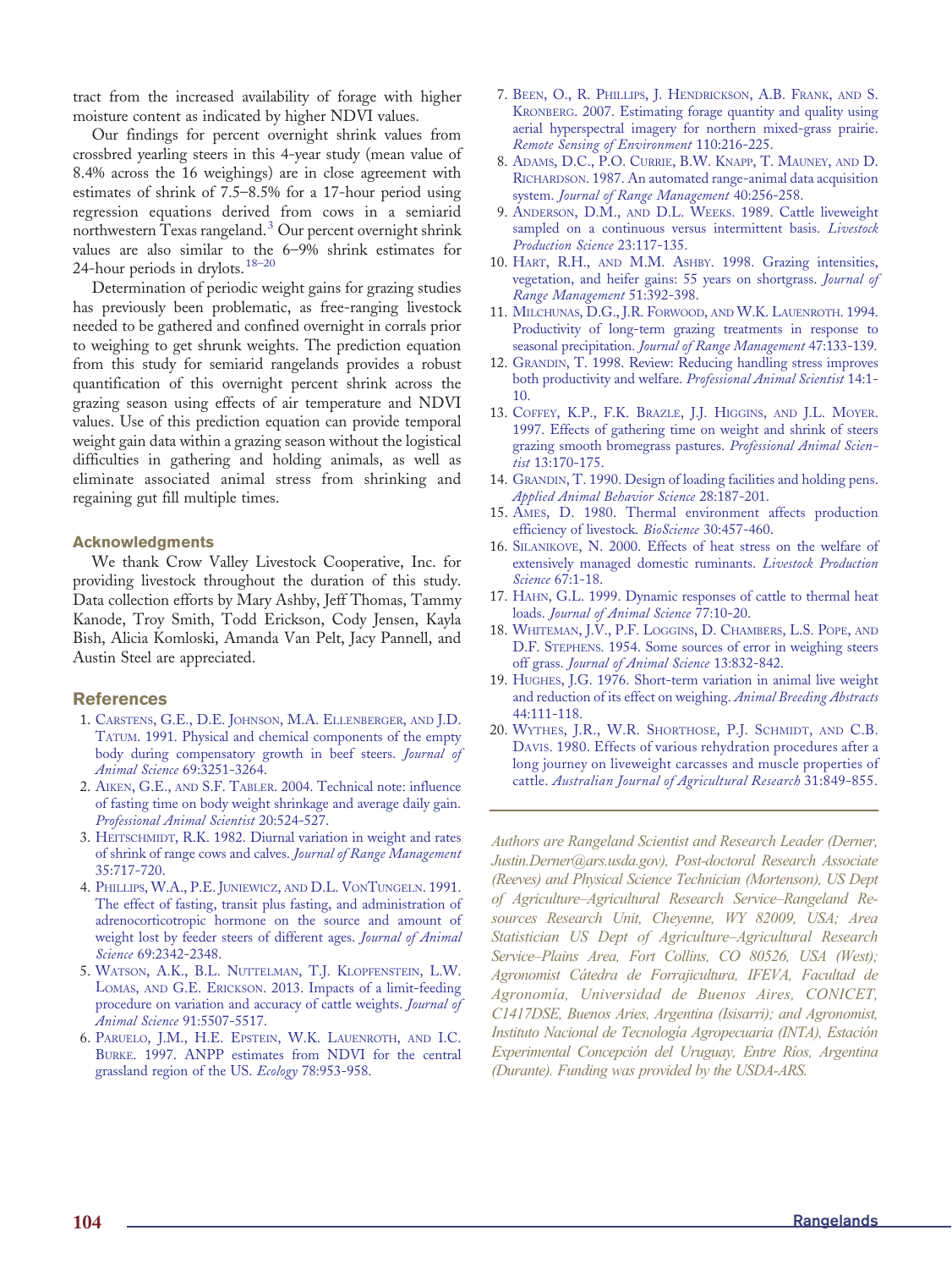tract from the increased availability of forage with higher moisture content as indicated by higher NDVI values.

Our findings for percent overnight shrink values from crossbred yearling steers in this 4-year study (mean value of 8.4% across the 16 weighings) are in close agreement with estimates of shrink of 7.5–8.5% for a 17-hour period using regression equations derived from cows in a semiarid northwestern Texas rangeland.[3] Our percent overnight shrink values are also similar to the 6–9% shrink estimates for 24-hour periods in drylots.[18–20]

Determination of periodic weight gains for grazing studies has previously been problematic, as free-ranging livestock needed to be gathered and confined overnight in corrals prior to weighing to get shrunk weights. The prediction equation from this study for semiarid rangelands provides a robust quantification of this overnight percent shrink across the grazing season using effects of air temperature and NDVI values. Use of this prediction equation can provide temporal weight gain data within a grazing season without the logistical difficulties in gathering and holding animals, as well as eliminate associated animal stress from shrinking and regaining gut fill multiple times.

## Acknowledgments

We thank Crow Valley Livestock Cooperative, Inc. for providing livestock throughout the duration of this study. Data collection efforts by Mary Ashby, Jeff Thomas, Tammy Kanode, Troy Smith, Todd Erickson, Cody Jensen, Kayla Bish, Alicia Komloski, Amanda Van Pelt, Jacy Pannell, and Austin Steel are appreciated.

## References

1. Carstens, G.E., D.E. Johnson, M.A. Ellenberger, and J.D. Tatum. 1991. Physical and chemical components of the empty body during compensatory growth in beef steers. *Journal of Animal Science* 69:3251-3264.
2. Aiken, G.E., and S.F. Tabler. 2004. Technical note: influence of fasting time on body weight shrinkage and average daily gain. *Professional Animal Scientist* 20:524-527.
3. Heitschmidt, R.K. 1982. Diurnal variation in weight and rates of shrink of range cows and calves. *Journal of Range Management* 35:717-720.
4. Phillips, W.A., P.E. Juniewicz, and D.L. VonTungeln. 1991. The effect of fasting, transit plus fasting, and administration of adrenocorticotropic hormone on the source and amount of weight lost by feeder steers of different ages. *Journal of Animal Science* 69:2342-2348.
5. Watson, A.K., B.L. Nuttelman, T.J. Klopfenstein, L.W. Lomas, and G.E. Erickson. 2013. Impacts of a limit-feeding procedure on variation and accuracy of cattle weights. *Journal of Animal Science* 91:5507-5517.
6. Paruelo, J.M., H.E. Epstein, W.K. Lauenroth, and I.C. Burke. 1997. ANPP estimates from NDVI for the central grassland region of the US. *Ecology* 78:953-958.
7. Been, O., R. Phillips, J. Hendrickson, A.B. Frank, and S. Kronberg. 2007. Estimating forage quantity and quality using aerial hyperspectral imagery for northern mixed-grass prairie. *Remote Sensing of Environment* 110:216-225.
8. Adams, D.C., P.O. Currie, B.W. Knapp, T. Mauney, and D. Richardson. 1987. An automated range-animal data acquisition system. *Journal of Range Management* 40:256-258.
9. Anderson, D.M., and D.L. Weeks. 1989. Cattle liveweight sampled on a continuous versus intermittent basis. *Livestock Production Science* 23:117-135.
10. Hart, R.H., and M.M. Ashby. 1998. Grazing intensities, vegetation, and heifer gains: 55 years on shortgrass. *Journal of Range Management* 51:392-398.
11. Milchunas, D.G., J.R. Forwood, and W.K. Lauenroth. 1994. Productivity of long-term grazing treatments in response to seasonal precipitation. *Journal of Range Management* 47:133-139.
12. Grandin, T. 1998. Review: Reducing handling stress improves both productivity and welfare. *Professional Animal Scientist* 14:1-10.
13. Coffey, K.P., F.K. Brazle, J.J. Higgins, and J.L. Moyer. 1997. Effects of gathering time on weight and shrink of steers grazing smooth bromegrass pastures. *Professional Animal Scientist* 13:170-175.
14. Grandin, T. 1990. Design of loading facilities and holding pens. *Applied Animal Behavior Science* 28:187-201.
15. Ames, D. 1980. Thermal environment affects production efficiency of livestock. *BioScience* 30:457-460.
16. Silanikove, N. 2000. Effects of heat stress on the welfare of extensively managed domestic ruminants. *Livestock Production Science* 67:1-18.
17. Hahn, G.L. 1999. Dynamic responses of cattle to thermal heat loads. *Journal of Animal Science* 77:10-20.
18. Whiteman, J.V., P.F. Loggins, D. Chambers, L.S. Pope, and D.F. Stephens. 1954. Some sources of error in weighing steers off grass. *Journal of Animal Science* 13:832-842.
19. Hughes, J.G. 1976. Short-term variation in animal live weight and reduction of its effect on weighing. *Animal Breeding Abstracts* 44:111-118.
20. Wythes, J.R., W.R. Shorthose, P.J. Schmidt, and C.B. Davis. 1980. Effects of various rehydration procedures after a long journey on liveweight carcasses and muscle properties of cattle. *Australian Journal of Agricultural Research* 31:849-855.

---

*Authors are Rangeland Scientist and Research Leader (Derner, Justin.Derner@ars.usda.gov), Post-doctoral Research Associate (Reeves) and Physical Science Technician (Mortenson), US Dept of Agriculture–Agricultural Research Service–Rangeland Resources Research Unit, Cheyenne, WY 82009, USA; Area Statistician US Dept of Agriculture–Agricultural Research Service–Plains Area, Fort Collins, CO 80526, USA (West); Agronomist Cátedra de Forrajicultura, IFEVA, Facultad de Agronomía, Universidad de Buenos Aires, CONICET, C1417DSE, Buenos Aries, Argentina (Isisarri); and Agronomist, Instituto Nacional de Tecnología Agropecuaria (INTA), Estación Experimental Concepción del Uruguay, Entre Ríos, Argentina (Durante). Funding was provided by the USDA-ARS.*